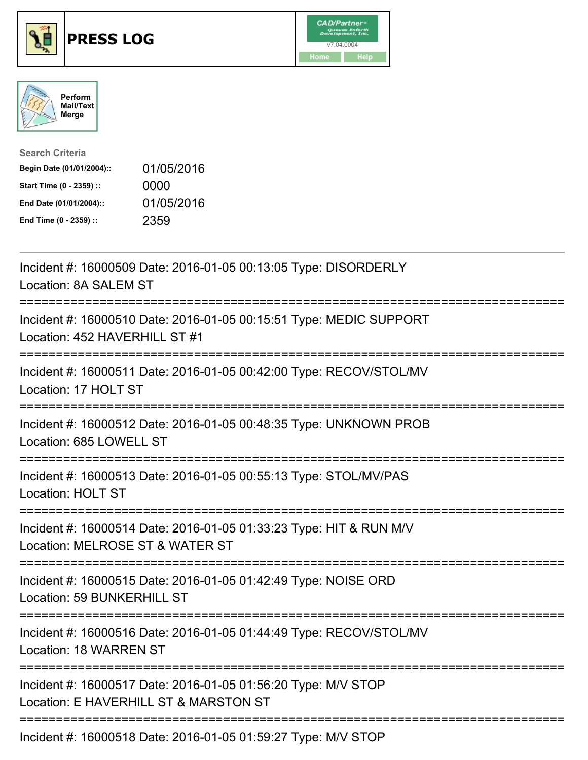# PRESS LOG

Perform Mail/Text Merge

**Search Criteria**

| | |
|---|---|
| **Begin Date (01/01/2004)::** | 01/05/2016 |
| **Start Time (0 - 2359) ::** | 0000 |
| **End Date (01/01/2004)::** | 01/05/2016 |
| **End Time (0 - 2359) ::** | 2359 |

---

Incident #: 16000509 Date: 2016-01-05 00:13:05 Type: DISORDERLY
Location: 8A SALEM ST

===========================================================================

Incident #: 16000510 Date: 2016-01-05 00:15:51 Type: MEDIC SUPPORT
Location: 452 HAVERHILL ST #1

===========================================================================

Incident #: 16000511 Date: 2016-01-05 00:42:00 Type: RECOV/STOL/MV
Location: 17 HOLT ST

===========================================================================

Incident #: 16000512 Date: 2016-01-05 00:48:35 Type: UNKNOWN PROB
Location: 685 LOWELL ST

===========================================================================

Incident #: 16000513 Date: 2016-01-05 00:55:13 Type: STOL/MV/PAS
Location: HOLT ST

===========================================================================

Incident #: 16000514 Date: 2016-01-05 01:33:23 Type: HIT & RUN M/V
Location: MELROSE ST & WATER ST

===========================================================================

Incident #: 16000515 Date: 2016-01-05 01:42:49 Type: NOISE ORD
Location: 59 BUNKERHILL ST

===========================================================================

Incident #: 16000516 Date: 2016-01-05 01:44:49 Type: RECOV/STOL/MV
Location: 18 WARREN ST

===========================================================================

Incident #: 16000517 Date: 2016-01-05 01:56:20 Type: M/V STOP
Location: E HAVERHILL ST & MARSTON ST

===========================================================================

Incident #: 16000518 Date: 2016-01-05 01:59:27 Type: M/V STOP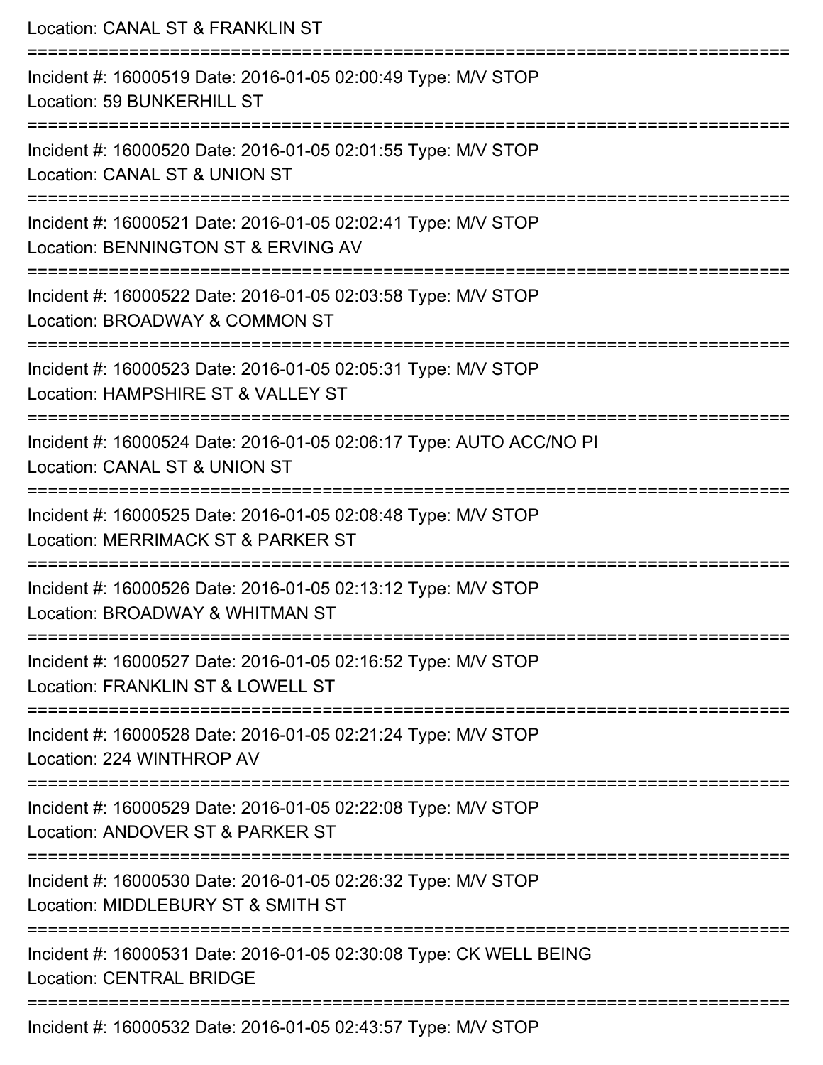Location: CANAL ST & FRANKLIN ST

===========================================================================

Incident #: 16000519 Date: 2016-01-05 02:00:49 Type: M/V STOP
Location: 59 BUNKERHILL ST

===========================================================================

Incident #: 16000520 Date: 2016-01-05 02:01:55 Type: M/V STOP
Location: CANAL ST & UNION ST

===========================================================================

Incident #: 16000521 Date: 2016-01-05 02:02:41 Type: M/V STOP
Location: BENNINGTON ST & ERVING AV

===========================================================================

Incident #: 16000522 Date: 2016-01-05 02:03:58 Type: M/V STOP
Location: BROADWAY & COMMON ST

===========================================================================

Incident #: 16000523 Date: 2016-01-05 02:05:31 Type: M/V STOP
Location: HAMPSHIRE ST & VALLEY ST

===========================================================================

Incident #: 16000524 Date: 2016-01-05 02:06:17 Type: AUTO ACC/NO PI
Location: CANAL ST & UNION ST

===========================================================================

Incident #: 16000525 Date: 2016-01-05 02:08:48 Type: M/V STOP
Location: MERRIMACK ST & PARKER ST

===========================================================================

Incident #: 16000526 Date: 2016-01-05 02:13:12 Type: M/V STOP
Location: BROADWAY & WHITMAN ST

===========================================================================

Incident #: 16000527 Date: 2016-01-05 02:16:52 Type: M/V STOP
Location: FRANKLIN ST & LOWELL ST

===========================================================================

Incident #: 16000528 Date: 2016-01-05 02:21:24 Type: M/V STOP
Location: 224 WINTHROP AV

===========================================================================

Incident #: 16000529 Date: 2016-01-05 02:22:08 Type: M/V STOP
Location: ANDOVER ST & PARKER ST

===========================================================================

Incident #: 16000530 Date: 2016-01-05 02:26:32 Type: M/V STOP
Location: MIDDLEBURY ST & SMITH ST

===========================================================================

Incident #: 16000531 Date: 2016-01-05 02:30:08 Type: CK WELL BEING
Location: CENTRAL BRIDGE

===========================================================================

Incident #: 16000532 Date: 2016-01-05 02:43:57 Type: M/V STOP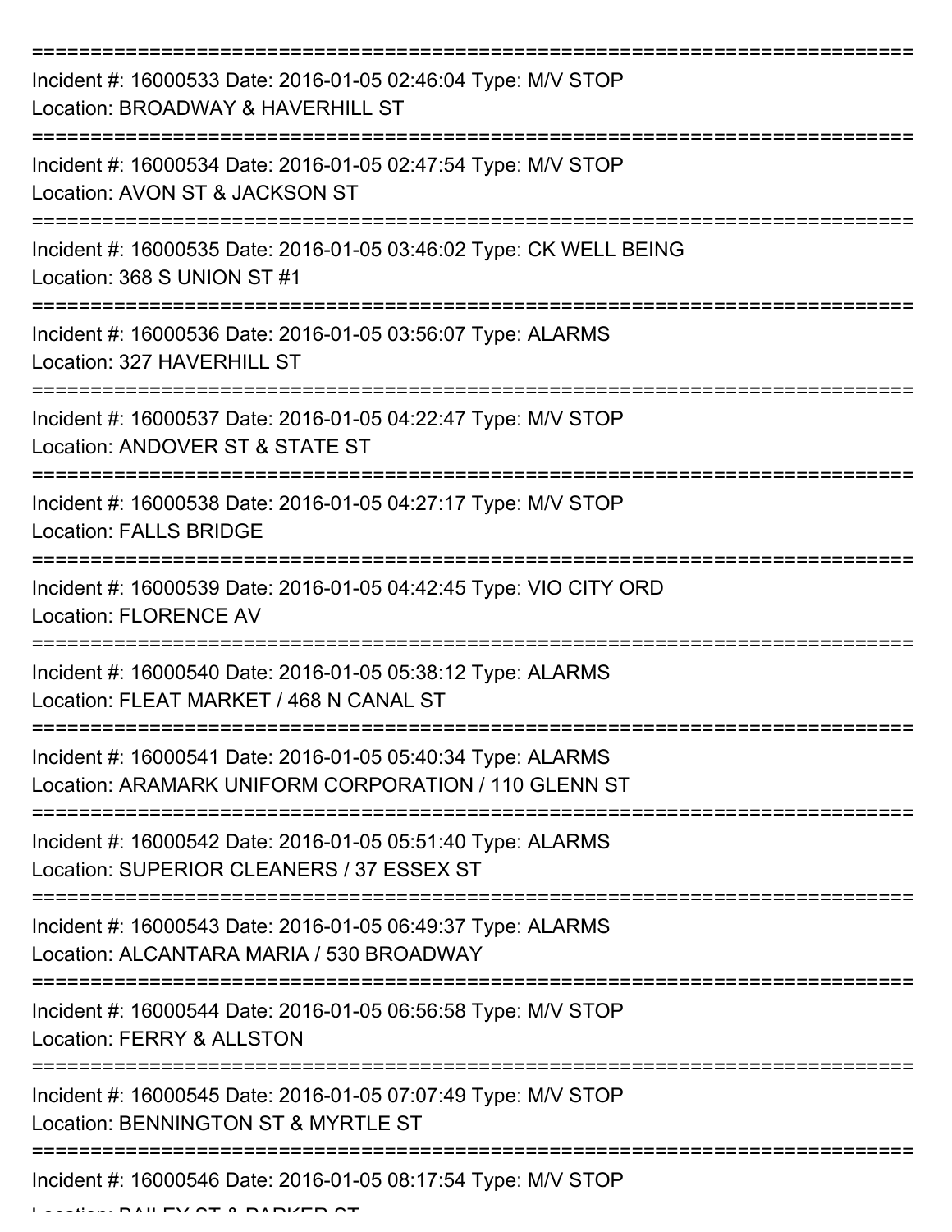===========================================================================

Incident #: 16000533 Date: 2016-01-05 02:46:04 Type: M/V STOP
Location: BROADWAY & HAVERHILL ST

===========================================================================

Incident #: 16000534 Date: 2016-01-05 02:47:54 Type: M/V STOP
Location: AVON ST & JACKSON ST

===========================================================================

Incident #: 16000535 Date: 2016-01-05 03:46:02 Type: CK WELL BEING
Location: 368 S UNION ST #1

===========================================================================

Incident #: 16000536 Date: 2016-01-05 03:56:07 Type: ALARMS
Location: 327 HAVERHILL ST

===========================================================================

Incident #: 16000537 Date: 2016-01-05 04:22:47 Type: M/V STOP
Location: ANDOVER ST & STATE ST

===========================================================================

Incident #: 16000538 Date: 2016-01-05 04:27:17 Type: M/V STOP
Location: FALLS BRIDGE

===========================================================================

Incident #: 16000539 Date: 2016-01-05 04:42:45 Type: VIO CITY ORD
Location: FLORENCE AV

===========================================================================

Incident #: 16000540 Date: 2016-01-05 05:38:12 Type: ALARMS
Location: FLEAT MARKET / 468 N CANAL ST

===========================================================================

Incident #: 16000541 Date: 2016-01-05 05:40:34 Type: ALARMS
Location: ARAMARK UNIFORM CORPORATION / 110 GLENN ST

===========================================================================

Incident #: 16000542 Date: 2016-01-05 05:51:40 Type: ALARMS
Location: SUPERIOR CLEANERS / 37 ESSEX ST

===========================================================================

Incident #: 16000543 Date: 2016-01-05 06:49:37 Type: ALARMS
Location: ALCANTARA MARIA / 530 BROADWAY

===========================================================================

Incident #: 16000544 Date: 2016-01-05 06:56:58 Type: M/V STOP
Location: FERRY & ALLSTON

===========================================================================

Incident #: 16000545 Date: 2016-01-05 07:07:49 Type: M/V STOP
Location: BENNINGTON ST & MYRTLE ST

===========================================================================

Incident #: 16000546 Date: 2016-01-05 08:17:54 Type: M/V STOP
Location: BAILEY ST & PARKER ST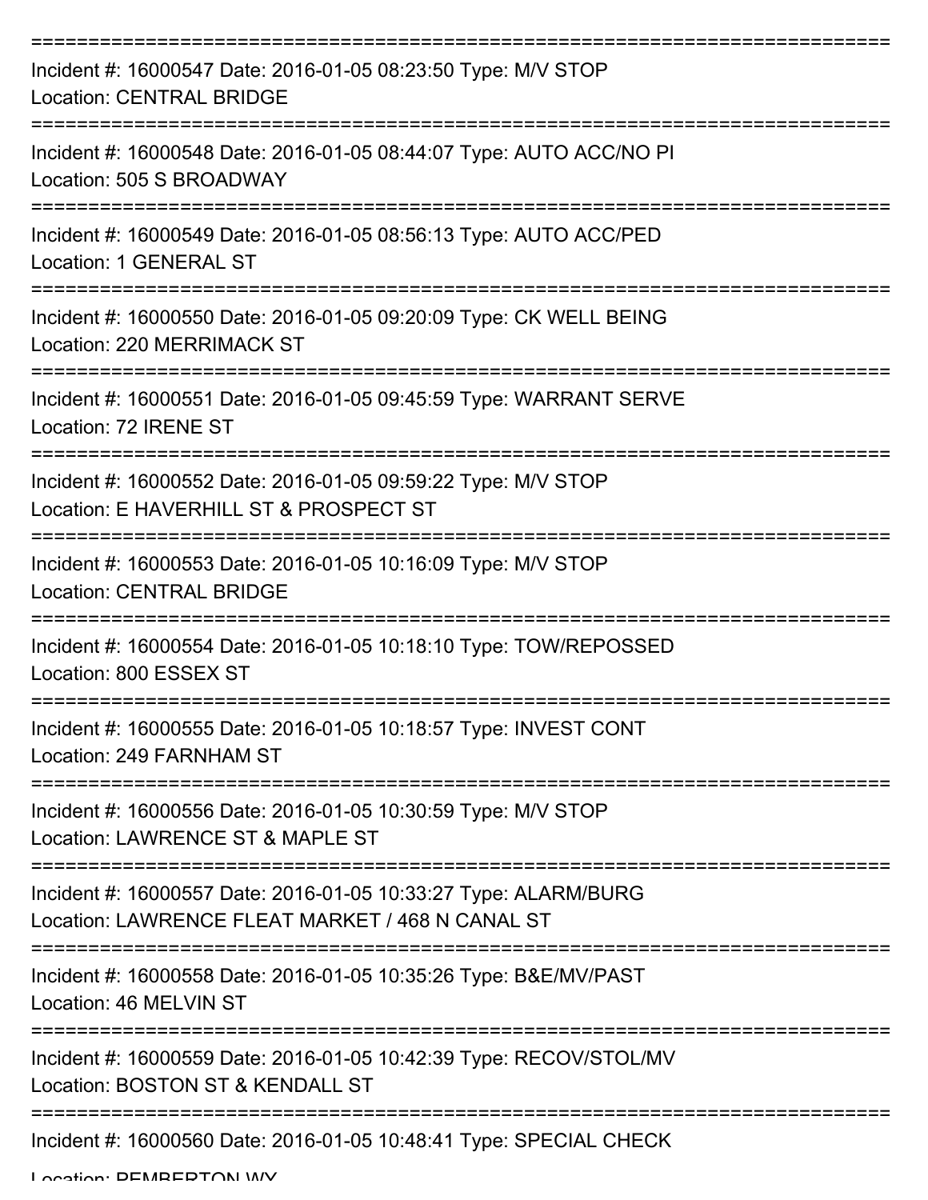Incident #: 16000547 Date: 2016-01-05 08:23:50 Type: M/V STOP
Location: CENTRAL BRIDGE

Incident #: 16000548 Date: 2016-01-05 08:44:07 Type: AUTO ACC/NO PI
Location: 505 S BROADWAY

Incident #: 16000549 Date: 2016-01-05 08:56:13 Type: AUTO ACC/PED
Location: 1 GENERAL ST

Incident #: 16000550 Date: 2016-01-05 09:20:09 Type: CK WELL BEING
Location: 220 MERRIMACK ST

Incident #: 16000551 Date: 2016-01-05 09:45:59 Type: WARRANT SERVE
Location: 72 IRENE ST

Incident #: 16000552 Date: 2016-01-05 09:59:22 Type: M/V STOP
Location: E HAVERHILL ST & PROSPECT ST

Incident #: 16000553 Date: 2016-01-05 10:16:09 Type: M/V STOP
Location: CENTRAL BRIDGE

Incident #: 16000554 Date: 2016-01-05 10:18:10 Type: TOW/REPOSSED
Location: 800 ESSEX ST

Incident #: 16000555 Date: 2016-01-05 10:18:57 Type: INVEST CONT
Location: 249 FARNHAM ST

Incident #: 16000556 Date: 2016-01-05 10:30:59 Type: M/V STOP
Location: LAWRENCE ST & MAPLE ST

Incident #: 16000557 Date: 2016-01-05 10:33:27 Type: ALARM/BURG
Location: LAWRENCE FLEAT MARKET / 468 N CANAL ST

Incident #: 16000558 Date: 2016-01-05 10:35:26 Type: B&E/MV/PAST
Location: 46 MELVIN ST

Incident #: 16000559 Date: 2016-01-05 10:42:39 Type: RECOV/STOL/MV
Location: BOSTON ST & KENDALL ST

Incident #: 16000560 Date: 2016-01-05 10:48:41 Type: SPECIAL CHECK
Location: PEMBERTON WY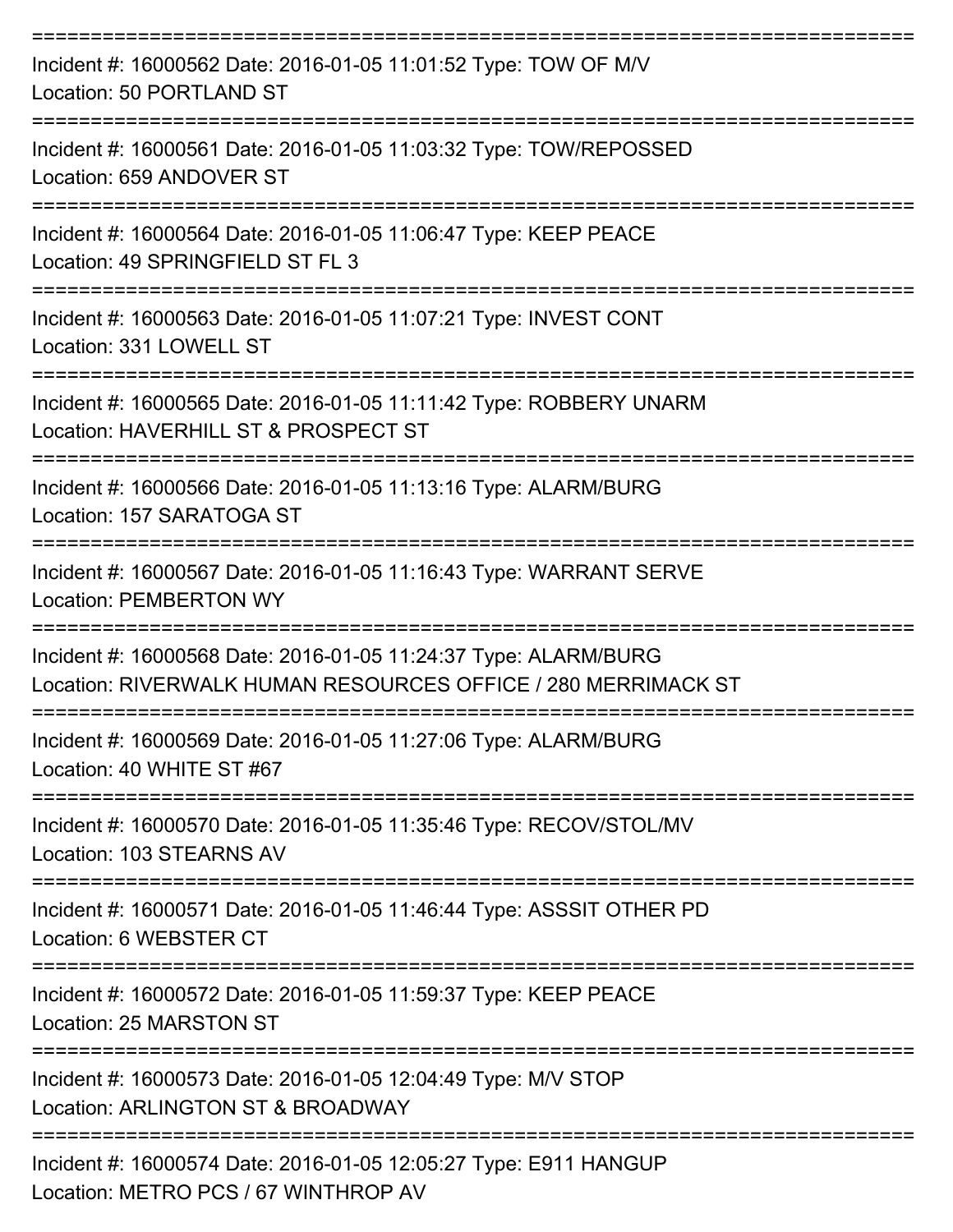===========================================================================

Incident #: 16000562 Date: 2016-01-05 11:01:52 Type: TOW OF M/V
Location: 50 PORTLAND ST

===========================================================================

Incident #: 16000561 Date: 2016-01-05 11:03:32 Type: TOW/REPOSSED
Location: 659 ANDOVER ST

===========================================================================

Incident #: 16000564 Date: 2016-01-05 11:06:47 Type: KEEP PEACE
Location: 49 SPRINGFIELD ST FL 3

===========================================================================

Incident #: 16000563 Date: 2016-01-05 11:07:21 Type: INVEST CONT
Location: 331 LOWELL ST

===========================================================================

Incident #: 16000565 Date: 2016-01-05 11:11:42 Type: ROBBERY UNARM
Location: HAVERHILL ST & PROSPECT ST

===========================================================================

Incident #: 16000566 Date: 2016-01-05 11:13:16 Type: ALARM/BURG
Location: 157 SARATOGA ST

===========================================================================

Incident #: 16000567 Date: 2016-01-05 11:16:43 Type: WARRANT SERVE
Location: PEMBERTON WY

===========================================================================

Incident #: 16000568 Date: 2016-01-05 11:24:37 Type: ALARM/BURG
Location: RIVERWALK HUMAN RESOURCES OFFICE / 280 MERRIMACK ST

===========================================================================

Incident #: 16000569 Date: 2016-01-05 11:27:06 Type: ALARM/BURG
Location: 40 WHITE ST #67

===========================================================================

Incident #: 16000570 Date: 2016-01-05 11:35:46 Type: RECOV/STOL/MV
Location: 103 STEARNS AV

===========================================================================

Incident #: 16000571 Date: 2016-01-05 11:46:44 Type: ASSSIT OTHER PD
Location: 6 WEBSTER CT

===========================================================================

Incident #: 16000572 Date: 2016-01-05 11:59:37 Type: KEEP PEACE
Location: 25 MARSTON ST

===========================================================================

Incident #: 16000573 Date: 2016-01-05 12:04:49 Type: M/V STOP
Location: ARLINGTON ST & BROADWAY

===========================================================================

Incident #: 16000574 Date: 2016-01-05 12:05:27 Type: E911 HANGUP
Location: METRO PCS / 67 WINTHROP AV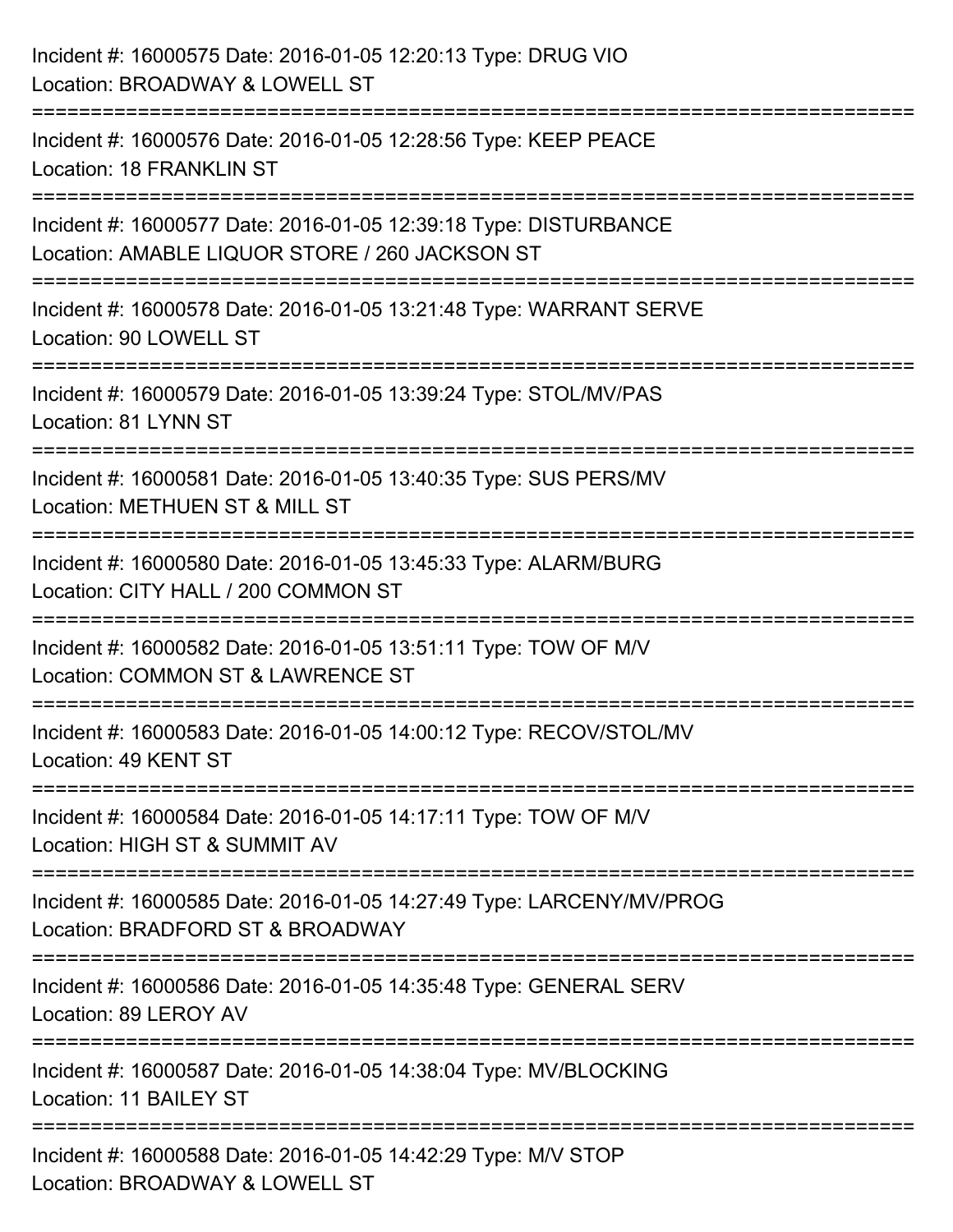Incident #: 16000575 Date: 2016-01-05 12:20:13 Type: DRUG VIO
Location: BROADWAY & LOWELL ST

===========================================================================

Incident #: 16000576 Date: 2016-01-05 12:28:56 Type: KEEP PEACE
Location: 18 FRANKLIN ST

===========================================================================

Incident #: 16000577 Date: 2016-01-05 12:39:18 Type: DISTURBANCE
Location: AMABLE LIQUOR STORE / 260 JACKSON ST

===========================================================================

Incident #: 16000578 Date: 2016-01-05 13:21:48 Type: WARRANT SERVE
Location: 90 LOWELL ST

===========================================================================

Incident #: 16000579 Date: 2016-01-05 13:39:24 Type: STOL/MV/PAS
Location: 81 LYNN ST

===========================================================================

Incident #: 16000581 Date: 2016-01-05 13:40:35 Type: SUS PERS/MV
Location: METHUEN ST & MILL ST

===========================================================================

Incident #: 16000580 Date: 2016-01-05 13:45:33 Type: ALARM/BURG
Location: CITY HALL / 200 COMMON ST

===========================================================================

Incident #: 16000582 Date: 2016-01-05 13:51:11 Type: TOW OF M/V
Location: COMMON ST & LAWRENCE ST

===========================================================================

Incident #: 16000583 Date: 2016-01-05 14:00:12 Type: RECOV/STOL/MV
Location: 49 KENT ST

===========================================================================

Incident #: 16000584 Date: 2016-01-05 14:17:11 Type: TOW OF M/V
Location: HIGH ST & SUMMIT AV

===========================================================================

Incident #: 16000585 Date: 2016-01-05 14:27:49 Type: LARCENY/MV/PROG
Location: BRADFORD ST & BROADWAY

===========================================================================

Incident #: 16000586 Date: 2016-01-05 14:35:48 Type: GENERAL SERV
Location: 89 LEROY AV

===========================================================================

Incident #: 16000587 Date: 2016-01-05 14:38:04 Type: MV/BLOCKING
Location: 11 BAILEY ST

===========================================================================

Incident #: 16000588 Date: 2016-01-05 14:42:29 Type: M/V STOP
Location: BROADWAY & LOWELL ST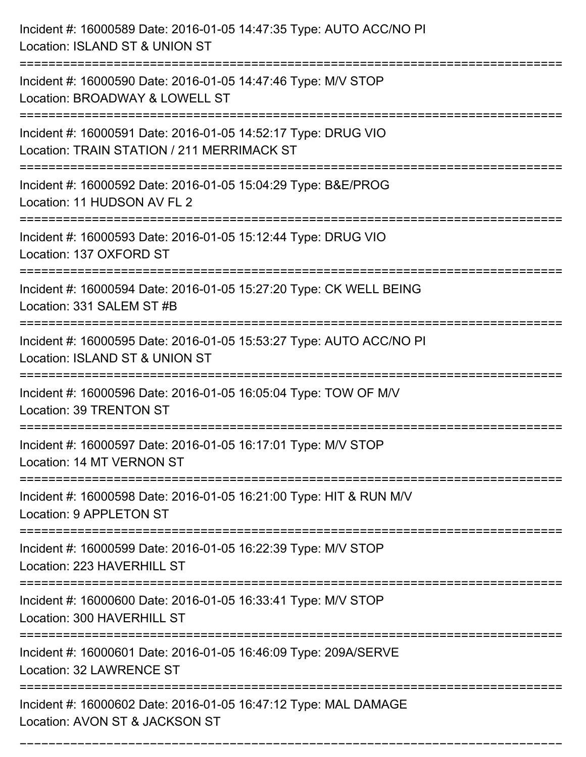Incident #: 16000589 Date: 2016-01-05 14:47:35 Type: AUTO ACC/NO PI
Location: ISLAND ST & UNION ST

===========================================================================

Incident #: 16000590 Date: 2016-01-05 14:47:46 Type: M/V STOP
Location: BROADWAY & LOWELL ST

===========================================================================

Incident #: 16000591 Date: 2016-01-05 14:52:17 Type: DRUG VIO
Location: TRAIN STATION / 211 MERRIMACK ST

===========================================================================

Incident #: 16000592 Date: 2016-01-05 15:04:29 Type: B&E/PROG
Location: 11 HUDSON AV FL 2

===========================================================================

Incident #: 16000593 Date: 2016-01-05 15:12:44 Type: DRUG VIO
Location: 137 OXFORD ST

===========================================================================

Incident #: 16000594 Date: 2016-01-05 15:27:20 Type: CK WELL BEING
Location: 331 SALEM ST #B

===========================================================================

Incident #: 16000595 Date: 2016-01-05 15:53:27 Type: AUTO ACC/NO PI
Location: ISLAND ST & UNION ST

===========================================================================

Incident #: 16000596 Date: 2016-01-05 16:05:04 Type: TOW OF M/V
Location: 39 TRENTON ST

===========================================================================

Incident #: 16000597 Date: 2016-01-05 16:17:01 Type: M/V STOP
Location: 14 MT VERNON ST

===========================================================================

Incident #: 16000598 Date: 2016-01-05 16:21:00 Type: HIT & RUN M/V
Location: 9 APPLETON ST

===========================================================================

Incident #: 16000599 Date: 2016-01-05 16:22:39 Type: M/V STOP
Location: 223 HAVERHILL ST

===========================================================================

Incident #: 16000600 Date: 2016-01-05 16:33:41 Type: M/V STOP
Location: 300 HAVERHILL ST

===========================================================================

Incident #: 16000601 Date: 2016-01-05 16:46:09 Type: 209A/SERVE
Location: 32 LAWRENCE ST

===========================================================================

Incident #: 16000602 Date: 2016-01-05 16:47:12 Type: MAL DAMAGE
Location: AVON ST & JACKSON ST

===========================================================================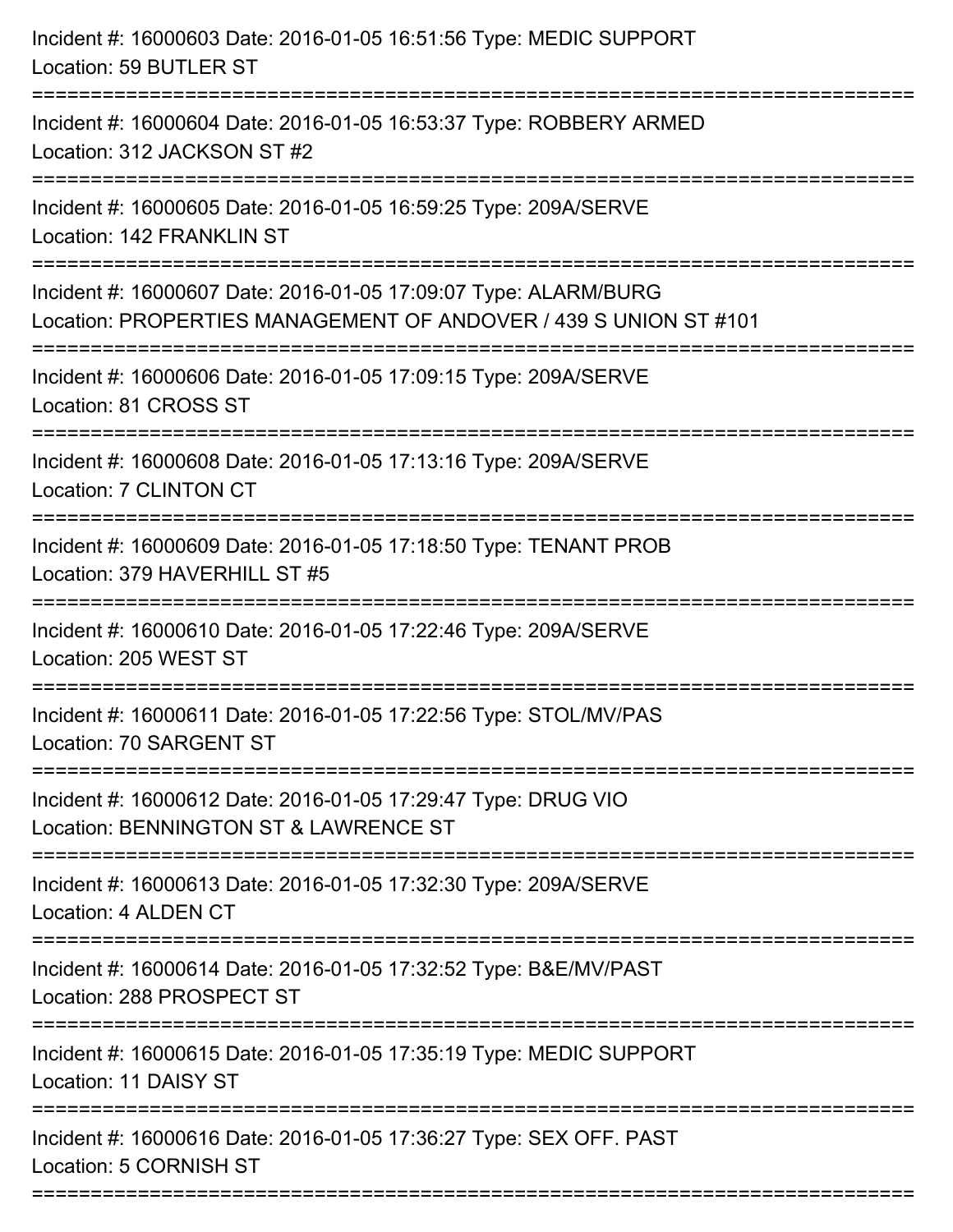Incident #: 16000603 Date: 2016-01-05 16:51:56 Type: MEDIC SUPPORT
Location: 59 BUTLER ST

===========================================================================

Incident #: 16000604 Date: 2016-01-05 16:53:37 Type: ROBBERY ARMED
Location: 312 JACKSON ST #2

===========================================================================

Incident #: 16000605 Date: 2016-01-05 16:59:25 Type: 209A/SERVE
Location: 142 FRANKLIN ST

===========================================================================

Incident #: 16000607 Date: 2016-01-05 17:09:07 Type: ALARM/BURG
Location: PROPERTIES MANAGEMENT OF ANDOVER / 439 S UNION ST #101

===========================================================================

Incident #: 16000606 Date: 2016-01-05 17:09:15 Type: 209A/SERVE
Location: 81 CROSS ST

===========================================================================

Incident #: 16000608 Date: 2016-01-05 17:13:16 Type: 209A/SERVE
Location: 7 CLINTON CT

===========================================================================

Incident #: 16000609 Date: 2016-01-05 17:18:50 Type: TENANT PROB
Location: 379 HAVERHILL ST #5

===========================================================================

Incident #: 16000610 Date: 2016-01-05 17:22:46 Type: 209A/SERVE
Location: 205 WEST ST

===========================================================================

Incident #: 16000611 Date: 2016-01-05 17:22:56 Type: STOL/MV/PAS
Location: 70 SARGENT ST

===========================================================================

Incident #: 16000612 Date: 2016-01-05 17:29:47 Type: DRUG VIO
Location: BENNINGTON ST & LAWRENCE ST

===========================================================================

Incident #: 16000613 Date: 2016-01-05 17:32:30 Type: 209A/SERVE
Location: 4 ALDEN CT

===========================================================================

Incident #: 16000614 Date: 2016-01-05 17:32:52 Type: B&E/MV/PAST
Location: 288 PROSPECT ST

===========================================================================

Incident #: 16000615 Date: 2016-01-05 17:35:19 Type: MEDIC SUPPORT
Location: 11 DAISY ST

===========================================================================

Incident #: 16000616 Date: 2016-01-05 17:36:27 Type: SEX OFF. PAST
Location: 5 CORNISH ST

===========================================================================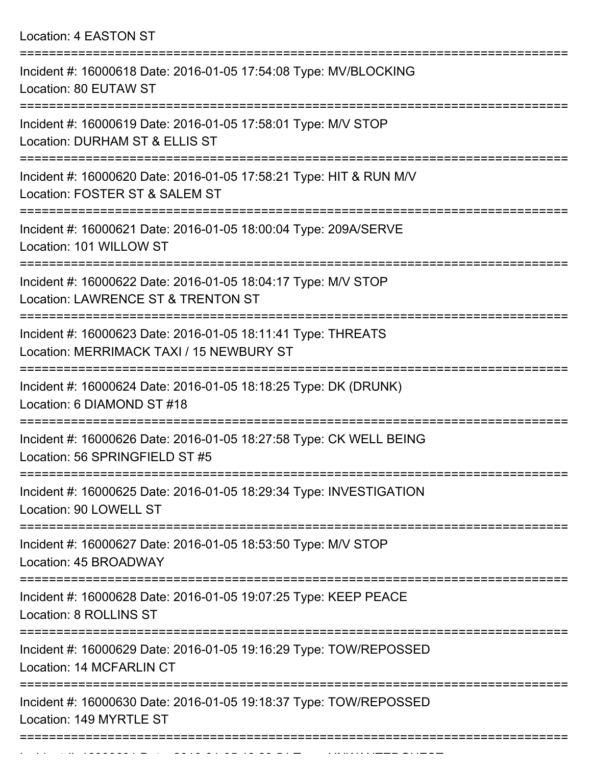Location: 4 EASTON ST

===========================================================================

Incident #: 16000618 Date: 2016-01-05 17:54:08 Type: MV/BLOCKING
Location: 80 EUTAW ST

===========================================================================

Incident #: 16000619 Date: 2016-01-05 17:58:01 Type: M/V STOP
Location: DURHAM ST & ELLIS ST

===========================================================================

Incident #: 16000620 Date: 2016-01-05 17:58:21 Type: HIT & RUN M/V
Location: FOSTER ST & SALEM ST

===========================================================================

Incident #: 16000621 Date: 2016-01-05 18:00:04 Type: 209A/SERVE
Location: 101 WILLOW ST

===========================================================================

Incident #: 16000622 Date: 2016-01-05 18:04:17 Type: M/V STOP
Location: LAWRENCE ST & TRENTON ST

===========================================================================

Incident #: 16000623 Date: 2016-01-05 18:11:41 Type: THREATS
Location: MERRIMACK TAXI / 15 NEWBURY ST

===========================================================================

Incident #: 16000624 Date: 2016-01-05 18:18:25 Type: DK (DRUNK)
Location: 6 DIAMOND ST #18

===========================================================================

Incident #: 16000626 Date: 2016-01-05 18:27:58 Type: CK WELL BEING
Location: 56 SPRINGFIELD ST #5

===========================================================================

Incident #: 16000625 Date: 2016-01-05 18:29:34 Type: INVESTIGATION
Location: 90 LOWELL ST

===========================================================================

Incident #: 16000627 Date: 2016-01-05 18:53:50 Type: M/V STOP
Location: 45 BROADWAY

===========================================================================

Incident #: 16000628 Date: 2016-01-05 19:07:25 Type: KEEP PEACE
Location: 8 ROLLINS ST

===========================================================================

Incident #: 16000629 Date: 2016-01-05 19:16:29 Type: TOW/REPOSSED
Location: 14 MCFARLIN CT

===========================================================================

Incident #: 16000630 Date: 2016-01-05 19:18:37 Type: TOW/REPOSSED
Location: 149 MYRTLE ST

===========================================================================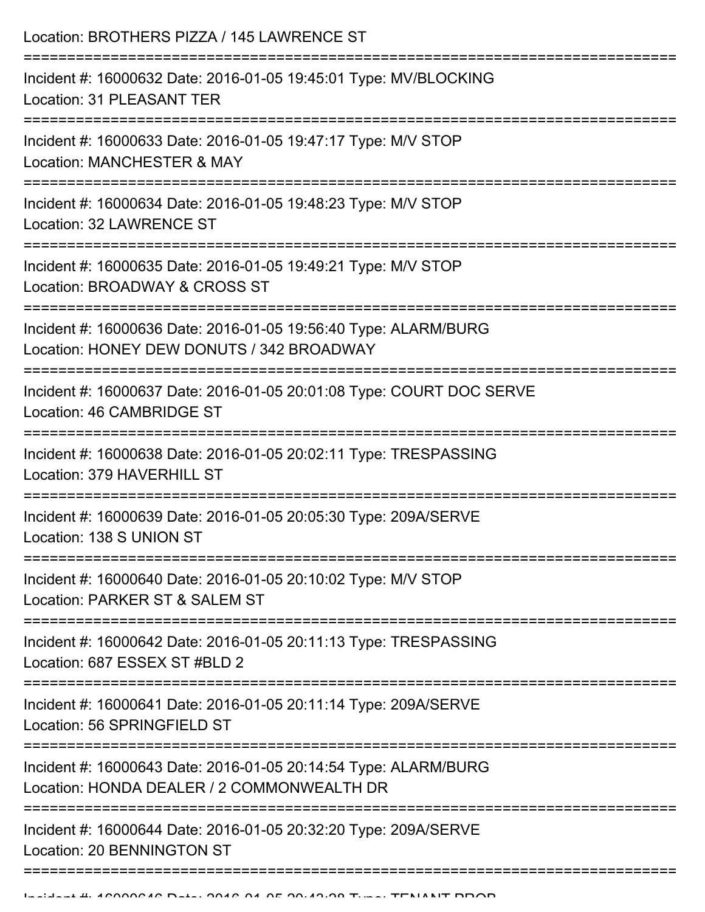Location: BROTHERS PIZZA / 145 LAWRENCE ST

===========================================================================

Incident #: 16000632 Date: 2016-01-05 19:45:01 Type: MV/BLOCKING
Location: 31 PLEASANT TER

===========================================================================

Incident #: 16000633 Date: 2016-01-05 19:47:17 Type: M/V STOP
Location: MANCHESTER & MAY

===========================================================================

Incident #: 16000634 Date: 2016-01-05 19:48:23 Type: M/V STOP
Location: 32 LAWRENCE ST

===========================================================================

Incident #: 16000635 Date: 2016-01-05 19:49:21 Type: M/V STOP
Location: BROADWAY & CROSS ST

===========================================================================

Incident #: 16000636 Date: 2016-01-05 19:56:40 Type: ALARM/BURG
Location: HONEY DEW DONUTS / 342 BROADWAY

===========================================================================

Incident #: 16000637 Date: 2016-01-05 20:01:08 Type: COURT DOC SERVE
Location: 46 CAMBRIDGE ST

===========================================================================

Incident #: 16000638 Date: 2016-01-05 20:02:11 Type: TRESPASSING
Location: 379 HAVERHILL ST

===========================================================================

Incident #: 16000639 Date: 2016-01-05 20:05:30 Type: 209A/SERVE
Location: 138 S UNION ST

===========================================================================

Incident #: 16000640 Date: 2016-01-05 20:10:02 Type: M/V STOP
Location: PARKER ST & SALEM ST

===========================================================================

Incident #: 16000642 Date: 2016-01-05 20:11:13 Type: TRESPASSING
Location: 687 ESSEX ST #BLD 2

===========================================================================

Incident #: 16000641 Date: 2016-01-05 20:11:14 Type: 209A/SERVE
Location: 56 SPRINGFIELD ST

===========================================================================

Incident #: 16000643 Date: 2016-01-05 20:14:54 Type: ALARM/BURG
Location: HONDA DEALER / 2 COMMONWEALTH DR

===========================================================================

Incident #: 16000644 Date: 2016-01-05 20:32:20 Type: 209A/SERVE
Location: 20 BENNINGTON ST

===========================================================================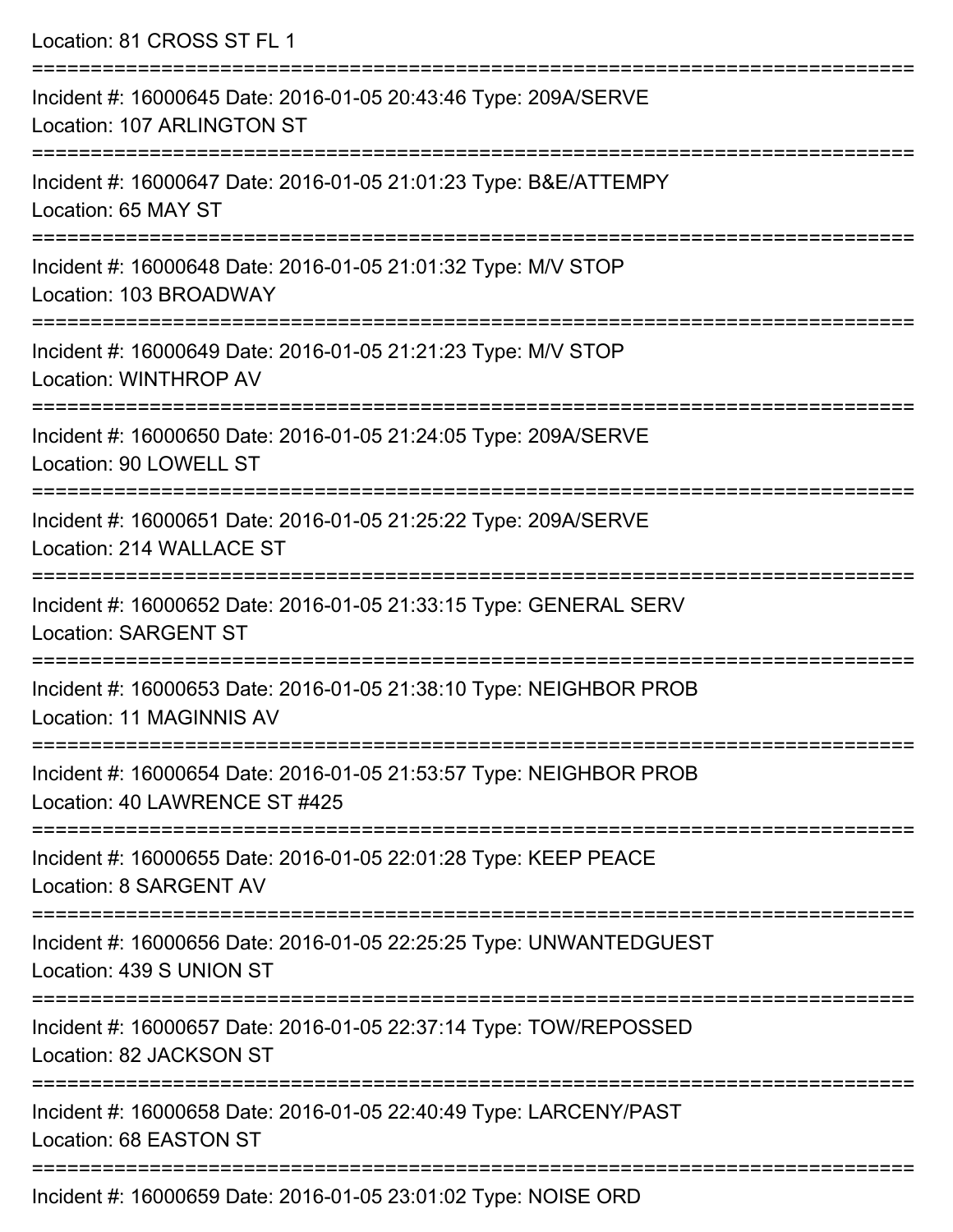Location: 81 CROSS ST FL 1

===========================================================================

Incident #: 16000645 Date: 2016-01-05 20:43:46 Type: 209A/SERVE
Location: 107 ARLINGTON ST

===========================================================================

Incident #: 16000647 Date: 2016-01-05 21:01:23 Type: B&E/ATTEMPY
Location: 65 MAY ST

===========================================================================

Incident #: 16000648 Date: 2016-01-05 21:01:32 Type: M/V STOP
Location: 103 BROADWAY

===========================================================================

Incident #: 16000649 Date: 2016-01-05 21:21:23 Type: M/V STOP
Location: WINTHROP AV

===========================================================================

Incident #: 16000650 Date: 2016-01-05 21:24:05 Type: 209A/SERVE
Location: 90 LOWELL ST

===========================================================================

Incident #: 16000651 Date: 2016-01-05 21:25:22 Type: 209A/SERVE
Location: 214 WALLACE ST

===========================================================================

Incident #: 16000652 Date: 2016-01-05 21:33:15 Type: GENERAL SERV
Location: SARGENT ST

===========================================================================

Incident #: 16000653 Date: 2016-01-05 21:38:10 Type: NEIGHBOR PROB
Location: 11 MAGINNIS AV

===========================================================================

Incident #: 16000654 Date: 2016-01-05 21:53:57 Type: NEIGHBOR PROB
Location: 40 LAWRENCE ST #425

===========================================================================

Incident #: 16000655 Date: 2016-01-05 22:01:28 Type: KEEP PEACE
Location: 8 SARGENT AV

===========================================================================

Incident #: 16000656 Date: 2016-01-05 22:25:25 Type: UNWANTEDGUEST
Location: 439 S UNION ST

===========================================================================

Incident #: 16000657 Date: 2016-01-05 22:37:14 Type: TOW/REPOSSED
Location: 82 JACKSON ST

===========================================================================

Incident #: 16000658 Date: 2016-01-05 22:40:49 Type: LARCENY/PAST
Location: 68 EASTON ST

===========================================================================

Incident #: 16000659 Date: 2016-01-05 23:01:02 Type: NOISE ORD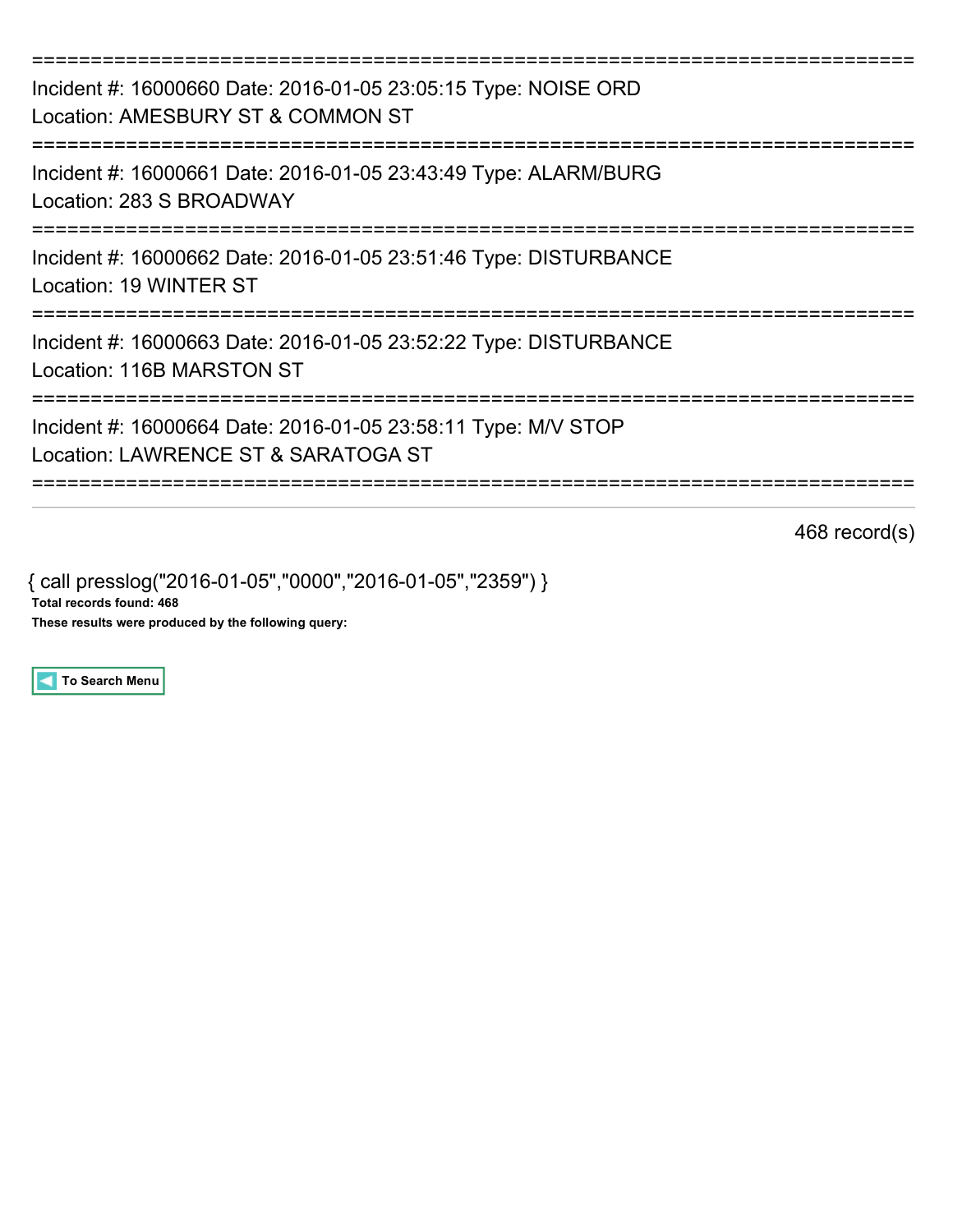===========================================================================

Incident #: 16000660 Date: 2016-01-05 23:05:15 Type: NOISE ORD
Location: AMESBURY ST & COMMON ST

===========================================================================

Incident #: 16000661 Date: 2016-01-05 23:43:49 Type: ALARM/BURG
Location: 283 S BROADWAY

===========================================================================

Incident #: 16000662 Date: 2016-01-05 23:51:46 Type: DISTURBANCE
Location: 19 WINTER ST

===========================================================================

Incident #: 16000663 Date: 2016-01-05 23:52:22 Type: DISTURBANCE
Location: 116B MARSTON ST

===========================================================================

Incident #: 16000664 Date: 2016-01-05 23:58:11 Type: M/V STOP
Location: LAWRENCE ST & SARATOGA ST

===========================================================================

468 record(s)

{ call presslog("2016-01-05","0000","2016-01-05","2359") }

**Total records found: 468**

**These results were produced by the following query:**

**To Search Menu**